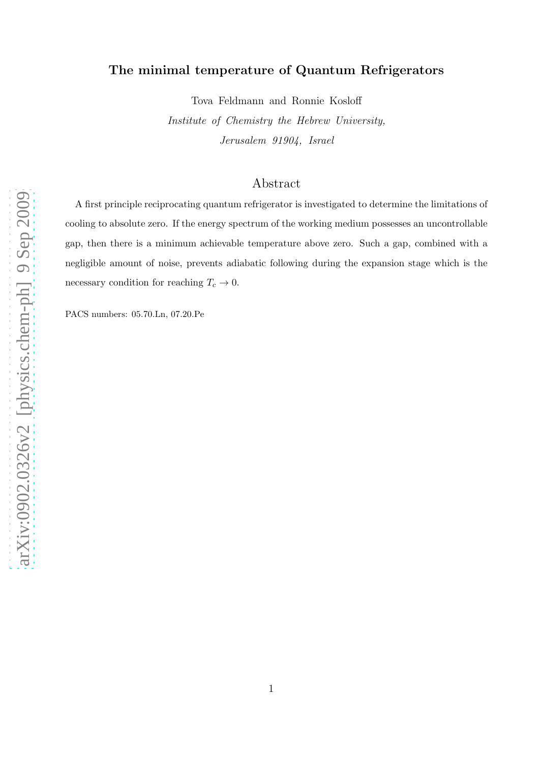# The minimal temperature of Quantum Refrigerators

Tova Feldmann and Ronnie Kosloff

*Institute of Chemistry the Hebrew University,*
*Jerusalem 91904, Israel*

## Abstract

A first principle reciprocating quantum refrigerator is investigated to determine the limitations of cooling to absolute zero. If the energy spectrum of the working medium possesses an uncontrollable gap, then there is a minimum achievable temperature above zero. Such a gap, combined with a negligible amount of noise, prevents adiabatic following during the expansion stage which is the necessary condition for reaching $T_c \to 0$.

PACS numbers: 05.70.Ln, 07.20.Pe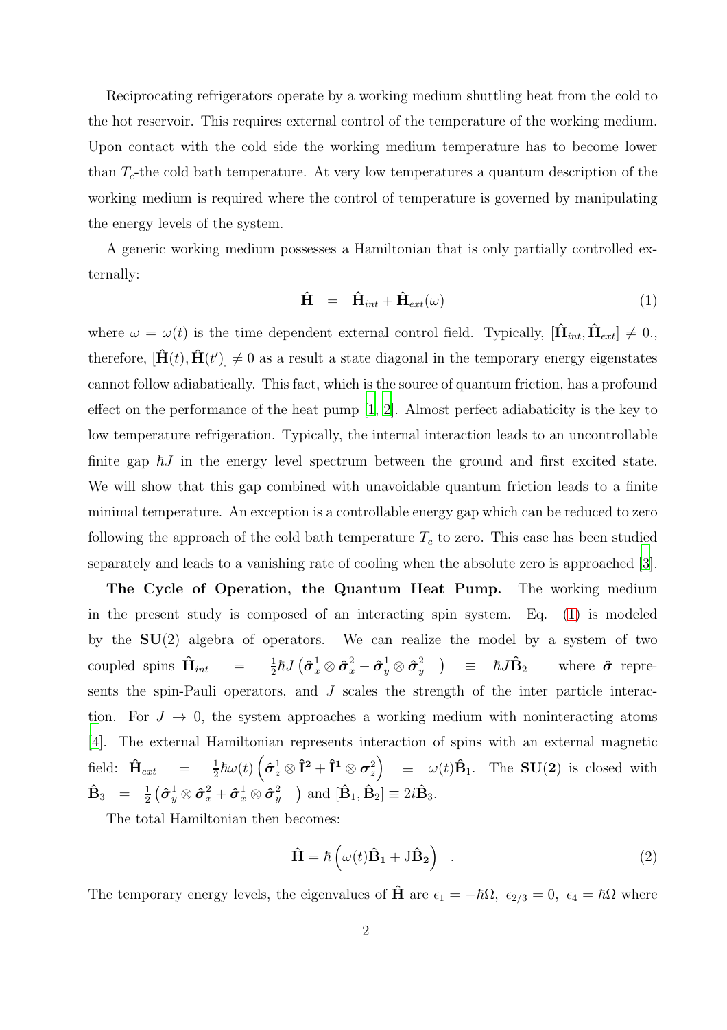Reciprocating refrigerators operate by a working medium shuttling heat from the cold to the hot reservoir. This requires external control of the temperature of the working medium. Upon contact with the cold side the working medium temperature has to become lower than $T_c$-the cold bath temperature. At very low temperatures a quantum description of the working medium is required where the control of temperature is governed by manipulating the energy levels of the system.

A generic working medium possesses a Hamiltonian that is only partially controlled externally:

$$\hat{\mathbf{H}} \;=\; \hat{\mathbf{H}}_{int} + \hat{\mathbf{H}}_{ext}(\omega) \tag{1}$$

where $\omega = \omega(t)$ is the time dependent external control field. Typically, $[\hat{\mathbf{H}}_{int}, \hat{\mathbf{H}}_{ext}] \neq 0.$, therefore, $[\hat{\mathbf{H}}(t), \hat{\mathbf{H}}(t')] \neq 0$ as a result a state diagonal in the temporary energy eigenstates cannot follow adiabatically. This fact, which is the source of quantum friction, has a profound effect on the performance of the heat pump [1, 2]. Almost perfect adiabaticity is the key to low temperature refrigeration. Typically, the internal interaction leads to an uncontrollable finite gap $\hbar J$ in the energy level spectrum between the ground and first excited state. We will show that this gap combined with unavoidable quantum friction leads to a finite minimal temperature. An exception is a controllable energy gap which can be reduced to zero following the approach of the cold bath temperature $T_c$ to zero. This case has been studied separately and leads to a vanishing rate of cooling when the absolute zero is approached [3].

**The Cycle of Operation, the Quantum Heat Pump.** The working medium in the present study is composed of an interacting spin system. Eq. (1) is modeled by the $\mathbf{SU}(2)$ algebra of operators. We can realize the model by a system of two coupled spins $\hat{\mathbf{H}}_{int} \;=\; \frac{1}{2}\hbar J \left( \hat{\boldsymbol{\sigma}}_x^1 \otimes \hat{\boldsymbol{\sigma}}_x^2 - \hat{\boldsymbol{\sigma}}_y^1 \otimes \hat{\boldsymbol{\sigma}}_y^2 \;\right) \;\equiv\; \hbar J \hat{\mathbf{B}}_2$ where $\hat{\boldsymbol{\sigma}}$ represents the spin-Pauli operators, and $J$ scales the strength of the inter particle interaction. For $J \to 0$, the system approaches a working medium with noninteracting atoms [4]. The external Hamiltonian represents interaction of spins with an external magnetic field: $\hat{\mathbf{H}}_{ext} \;=\; \frac{1}{2}\hbar\omega(t) \left( \hat{\boldsymbol{\sigma}}_z^1 \otimes \hat{\mathbf{I}}^{\mathbf{2}} + \hat{\mathbf{I}}^{\mathbf{1}} \otimes \boldsymbol{\sigma}_z^2 \right) \;\equiv\; \omega(t)\hat{\mathbf{B}}_1$. The $\mathbf{SU(2)}$ is closed with $\hat{\mathbf{B}}_3 \;=\; \frac{1}{2} \left( \hat{\boldsymbol{\sigma}}_y^1 \otimes \hat{\boldsymbol{\sigma}}_x^2 + \hat{\boldsymbol{\sigma}}_x^1 \otimes \hat{\boldsymbol{\sigma}}_y^2 \;\right)$ and $[\hat{\mathbf{B}}_1, \hat{\mathbf{B}}_2] \equiv 2i\hat{\mathbf{B}}_3$.

The total Hamiltonian then becomes:

$$\hat{\mathbf{H}} = \hbar \left( \omega(t)\hat{\mathbf{B}}_{\mathbf{1}} + \mathrm{J}\hat{\mathbf{B}}_{\mathbf{2}} \right) \quad . \tag{2}$$

The temporary energy levels, the eigenvalues of $\hat{\mathbf{H}}$ are $\epsilon_1 = -\hbar\Omega,\ \epsilon_{2/3} = 0,\ \epsilon_4 = \hbar\Omega$ where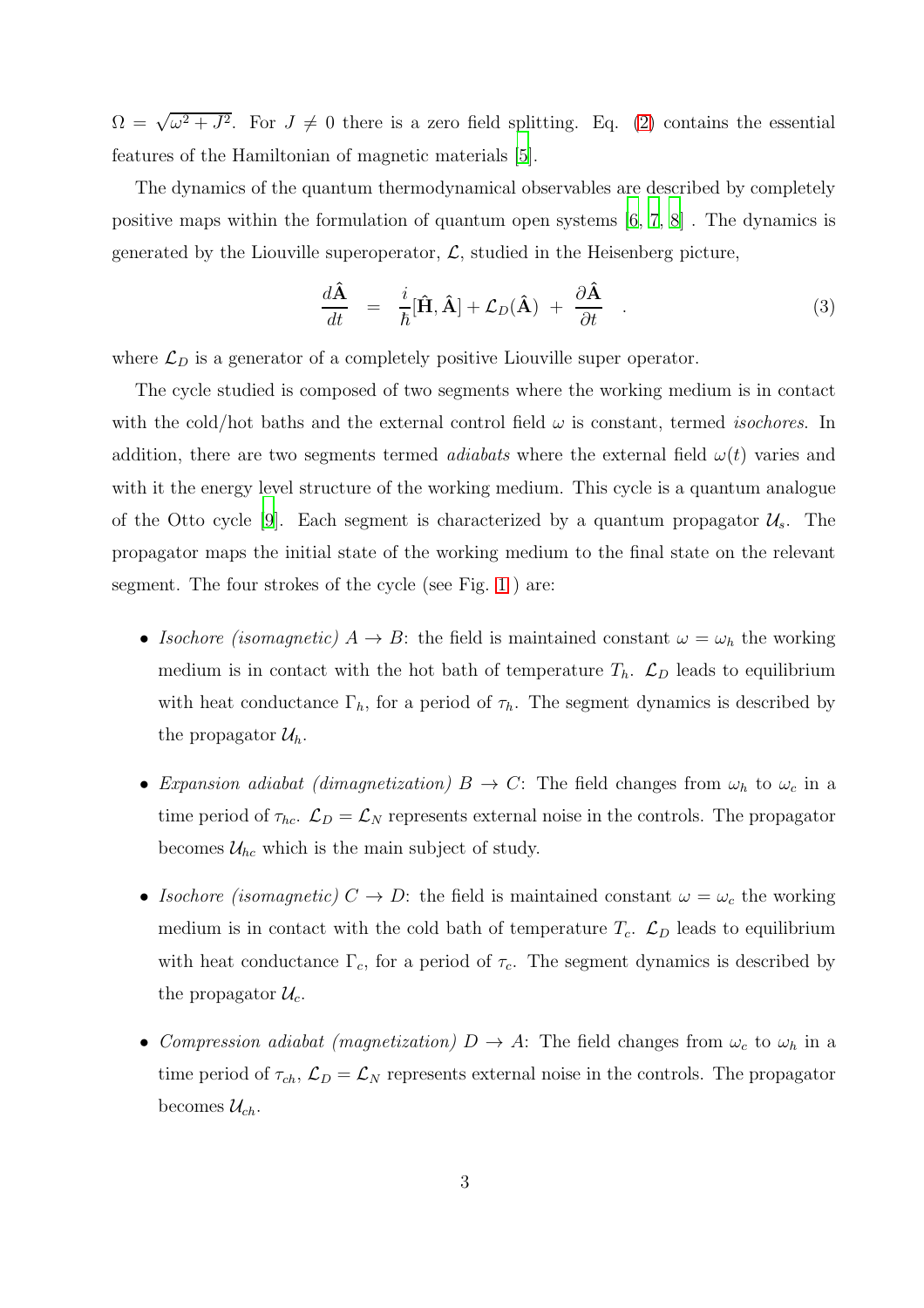$\Omega = \sqrt{\omega^2 + J^2}$. For $J \neq 0$ there is a zero field splitting. Eq. (2) contains the essential features of the Hamiltonian of magnetic materials [5].

The dynamics of the quantum thermodynamical observables are described by completely positive maps within the formulation of quantum open systems [6, 7, 8] . The dynamics is generated by the Liouville superoperator, $\mathcal{L}$, studied in the Heisenberg picture,

$$\frac{d\hat{\mathbf{A}}}{dt} \;=\; \frac{i}{\hbar}[\hat{\mathbf{H}}, \hat{\mathbf{A}}] + \mathcal{L}_D(\hat{\mathbf{A}}) \;+\; \frac{\partial \hat{\mathbf{A}}}{\partial t} \quad . \tag{3}$$

where $\mathcal{L}_D$ is a generator of a completely positive Liouville super operator.

The cycle studied is composed of two segments where the working medium is in contact with the cold/hot baths and the external control field $\omega$ is constant, termed *isochores*. In addition, there are two segments termed *adiabats* where the external field $\omega(t)$ varies and with it the energy level structure of the working medium. This cycle is a quantum analogue of the Otto cycle [9]. Each segment is characterized by a quantum propagator $\mathcal{U}_s$. The propagator maps the initial state of the working medium to the final state on the relevant segment. The four strokes of the cycle (see Fig. 1 ) are:

- *Isochore (isomagnetic)* $A \rightarrow B$: the field is maintained constant $\omega = \omega_h$ the working medium is in contact with the hot bath of temperature $T_h$. $\mathcal{L}_D$ leads to equilibrium with heat conductance $\Gamma_h$, for a period of $\tau_h$. The segment dynamics is described by the propagator $\mathcal{U}_h$.

- *Expansion adiabat (dimagnetization)* $B \rightarrow C$: The field changes from $\omega_h$ to $\omega_c$ in a time period of $\tau_{hc}$. $\mathcal{L}_D = \mathcal{L}_N$ represents external noise in the controls. The propagator becomes $\mathcal{U}_{hc}$ which is the main subject of study.

- *Isochore (isomagnetic)* $C \rightarrow D$: the field is maintained constant $\omega = \omega_c$ the working medium is in contact with the cold bath of temperature $T_c$. $\mathcal{L}_D$ leads to equilibrium with heat conductance $\Gamma_c$, for a period of $\tau_c$. The segment dynamics is described by the propagator $\mathcal{U}_c$.

- *Compression adiabat (magnetization)* $D \rightarrow A$: The field changes from $\omega_c$ to $\omega_h$ in a time period of $\tau_{ch}$, $\mathcal{L}_D = \mathcal{L}_N$ represents external noise in the controls. The propagator becomes $\mathcal{U}_{ch}$.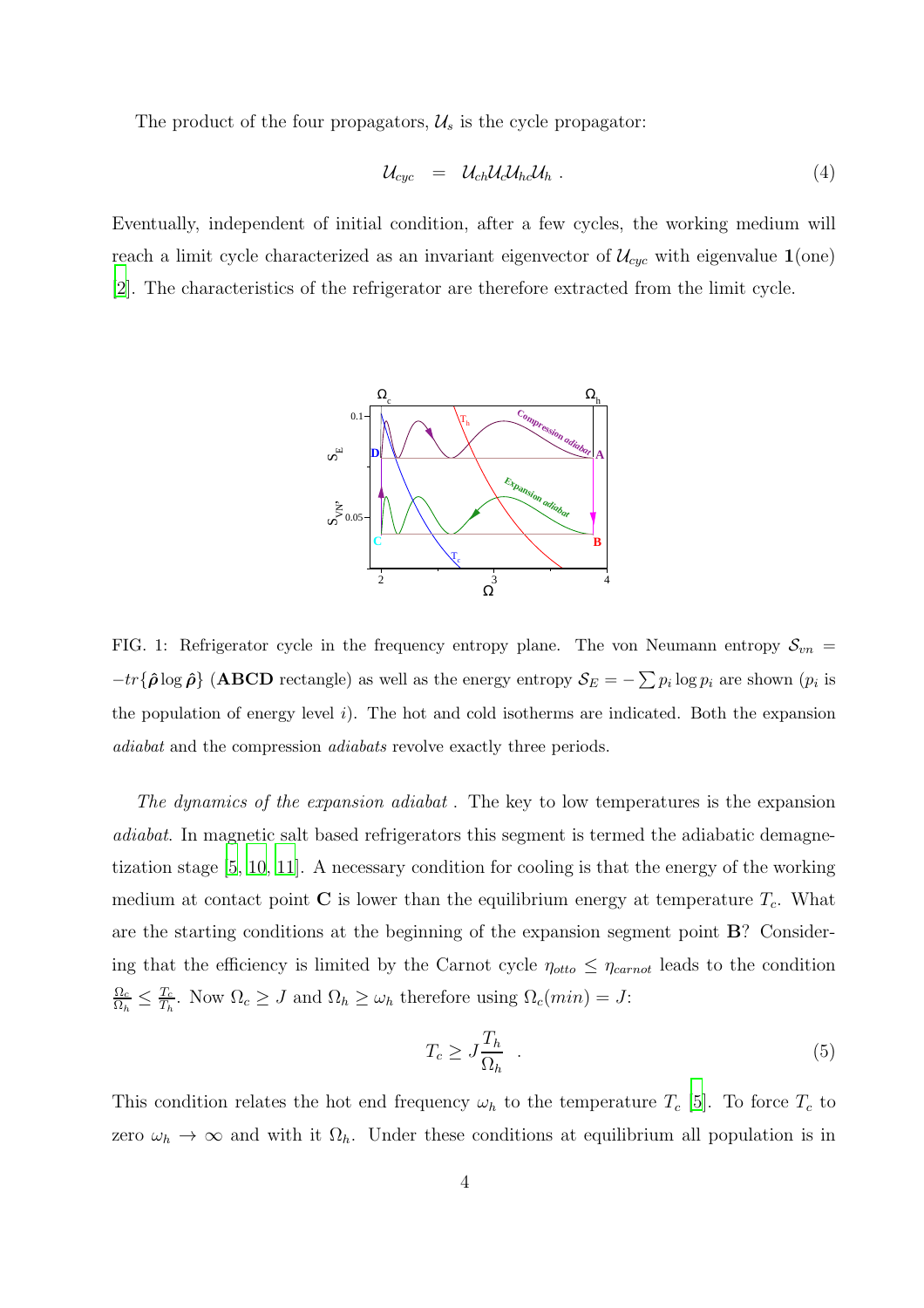The product of the four propagators, $\mathcal{U}_s$ is the cycle propagator:

$$\mathcal{U}_{cyc} \;\; = \;\; \mathcal{U}_{ch}\mathcal{U}_{c}\mathcal{U}_{hc}\mathcal{U}_{h} \; . \tag{4}$$

Eventually, independent of initial condition, after a few cycles, the working medium will reach a limit cycle characterized as an invariant eigenvector of $\mathcal{U}_{cyc}$ with eigenvalue $\mathbf{1}$(one) [2]. The characteristics of the refrigerator are therefore extracted from the limit cycle.

FIG. 1: Refrigerator cycle in the frequency entropy plane. The von Neumann entropy $\mathcal{S}_{vn} = -tr\{\hat{\boldsymbol{\rho}}\log\hat{\boldsymbol{\rho}}\}$ (**ABCD** rectangle) as well as the energy entropy $\mathcal{S}_E = -\sum p_i \log p_i$ are shown ($p_i$ is the population of energy level $i$). The hot and cold isotherms are indicated. Both the expansion *adiabat* and the compression *adiabats* revolve exactly three periods.

*The dynamics of the expansion adiabat* . The key to low temperatures is the expansion *adiabat*. In magnetic salt based refrigerators this segment is termed the adiabatic demagnetization stage [5, 10, 11]. A necessary condition for cooling is that the energy of the working medium at contact point **C** is lower than the equilibrium energy at temperature $T_c$. What are the starting conditions at the beginning of the expansion segment point **B**? Considering that the efficiency is limited by the Carnot cycle $\eta_{otto} \leq \eta_{carnot}$ leads to the condition $\frac{\Omega_c}{\Omega_h} \leq \frac{T_c}{T_h}$. Now $\Omega_c \geq J$ and $\Omega_h \geq \omega_h$ therefore using $\Omega_c(min) = J$:

$$T_c \geq J\frac{T_h}{\Omega_h} \;\; . \tag{5}$$

This condition relates the hot end frequency $\omega_h$ to the temperature $T_c$ [5]. To force $T_c$ to zero $\omega_h \to \infty$ and with it $\Omega_h$. Under these conditions at equilibrium all population is in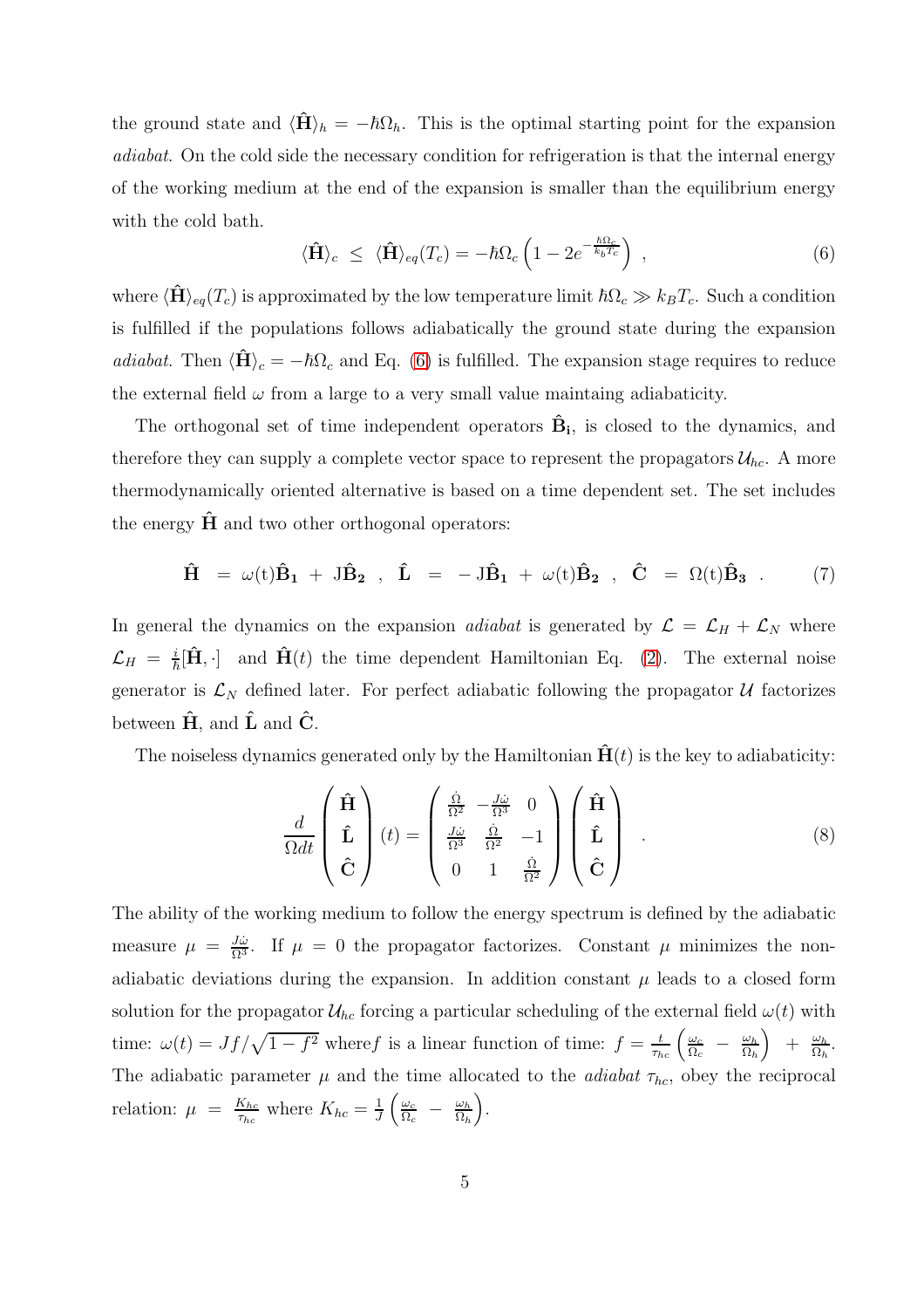the ground state and $\langle \hat{\mathbf{H}} \rangle_h = -\hbar\Omega_h$. This is the optimal starting point for the expansion *adiabat*. On the cold side the necessary condition for refrigeration is that the internal energy of the working medium at the end of the expansion is smaller than the equilibrium energy with the cold bath.

$$\langle \hat{\mathbf{H}} \rangle_c \;\leq\; \langle \hat{\mathbf{H}} \rangle_{eq}(T_c) = -\hbar\Omega_c \left(1 - 2e^{-\frac{\hbar\Omega_c}{k_b T_c}}\right) \;, \tag{6}$$

where $\langle \hat{\mathbf{H}} \rangle_{eq}(T_c)$ is approximated by the low temperature limit $\hbar\Omega_c \gg k_B T_c$. Such a condition is fulfilled if the populations follows adiabatically the ground state during the expansion *adiabat*. Then $\langle \hat{\mathbf{H}} \rangle_c = -\hbar\Omega_c$ and Eq. (6) is fulfilled. The expansion stage requires to reduce the external field $\omega$ from a large to a very small value maintaing adiabaticity.

The orthogonal set of time independent operators $\hat{\mathbf{B}}_\mathbf{i}$, is closed to the dynamics, and therefore they can supply a complete vector space to represent the propagators $\mathcal{U}_{hc}$. A more thermodynamically oriented alternative is based on a time dependent set. The set includes the energy $\hat{\mathbf{H}}$ and two other orthogonal operators:

$$\hat{\mathbf{H}} \;=\; \omega(\mathrm{t})\hat{\mathbf{B}}_\mathbf{1} \;+\; \mathrm{J}\hat{\mathbf{B}}_\mathbf{2} \;\;,\;\; \hat{\mathbf{L}} \;=\; -\,\mathrm{J}\hat{\mathbf{B}}_\mathbf{1} \;+\; \omega(\mathrm{t})\hat{\mathbf{B}}_\mathbf{2} \;\;,\;\; \hat{\mathbf{C}} \;=\; \Omega(\mathrm{t})\hat{\mathbf{B}}_\mathbf{3} \;\;. \tag{7}$$

In general the dynamics on the expansion *adiabat* is generated by $\mathcal{L} = \mathcal{L}_H + \mathcal{L}_N$ where $\mathcal{L}_H = \frac{i}{\hbar}[\hat{\mathbf{H}}, \cdot]$ and $\hat{\mathbf{H}}(t)$ the time dependent Hamiltonian Eq. (2). The external noise generator is $\mathcal{L}_N$ defined later. For perfect adiabatic following the propagator $\mathcal{U}$ factorizes between $\hat{\mathbf{H}}$, and $\hat{\mathbf{L}}$ and $\hat{\mathbf{C}}$.

The noiseless dynamics generated only by the Hamiltonian $\hat{\mathbf{H}}(t)$ is the key to adiabaticity:

$$\frac{d}{\Omega dt}\begin{pmatrix} \hat{\mathbf{H}} \\ \hat{\mathbf{L}} \\ \hat{\mathbf{C}} \end{pmatrix}(t) = \begin{pmatrix} \frac{\dot{\Omega}}{\Omega^2} & -\frac{J\dot{\omega}}{\Omega^3} & 0 \\ \frac{J\dot{\omega}}{\Omega^3} & \frac{\dot{\Omega}}{\Omega^2} & -1 \\ 0 & 1 & \frac{\dot{\Omega}}{\Omega^2} \end{pmatrix} \begin{pmatrix} \hat{\mathbf{H}} \\ \hat{\mathbf{L}} \\ \hat{\mathbf{C}} \end{pmatrix} \quad . \tag{8}$$

The ability of the working medium to follow the energy spectrum is defined by the adiabatic measure $\mu = \frac{J\dot{\omega}}{\Omega^3}$. If $\mu = 0$ the propagator factorizes. Constant $\mu$ minimizes the non-adiabatic deviations during the expansion. In addition constant $\mu$ leads to a closed form solution for the propagator $\mathcal{U}_{hc}$ forcing a particular scheduling of the external field $\omega(t)$ with time: $\omega(t) = Jf/\sqrt{1-f^2}$ where $f$ is a linear function of time: $f = \frac{t}{\tau_{hc}}\left(\frac{\omega_c}{\Omega_c} \;-\; \frac{\omega_h}{\Omega_h}\right) \;+\; \frac{\omega_h}{\Omega_h}$. The adiabatic parameter $\mu$ and the time allocated to the *adiabat* $\tau_{hc}$, obey the reciprocal relation: $\mu \;=\; \frac{K_{hc}}{\tau_{hc}}$ where $K_{hc} = \frac{1}{J}\left(\frac{\omega_c}{\Omega_c} \;-\; \frac{\omega_h}{\Omega_h}\right)$.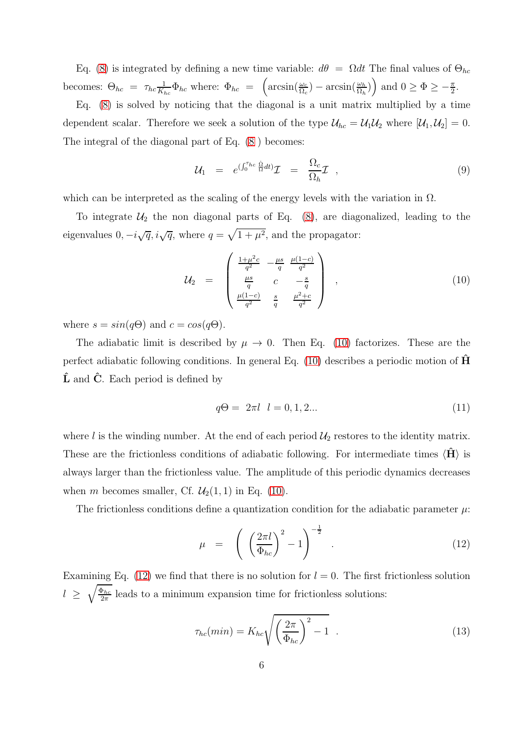Eq. (8) is integrated by defining a new time variable: $d\theta = \Omega dt$ The final values of $\Theta_{hc}$ becomes: $\Theta_{hc} = \tau_{hc}\frac{1}{K_{hc}}\Phi_{hc}$ where: $\Phi_{hc} = \left(\arcsin(\frac{\omega_c}{\Omega_c}) - \arcsin(\frac{\omega_h}{\Omega_h})\right)$ and $0 \geq \Phi \geq -\frac{\pi}{2}$.

Eq. (8) is solved by noticing that the diagonal is a unit matrix multiplied by a time dependent scalar. Therefore we seek a solution of the type $\mathcal{U}_{hc} = \mathcal{U}_1\mathcal{U}_2$ where $[\mathcal{U}_1, \mathcal{U}_2] = 0$. The integral of the diagonal part of Eq. (8 ) becomes:

$$\mathcal{U}_1 = e^{(\int_0^{\tau_{hc}} \frac{\dot{\Omega}}{\Omega} dt)}\mathcal{I} = \frac{\Omega_c}{\Omega_h}\mathcal{I} \;, \tag{9}$$

which can be interpreted as the scaling of the energy levels with the variation in $\Omega$.

To integrate $\mathcal{U}_2$ the non diagonal parts of Eq. (8), are diagonalized, leading to the eigenvalues $0, -i\sqrt{q}, i\sqrt{q}$, where $q = \sqrt{1+\mu^2}$, and the propagator:

$$\mathcal{U}_2 = \begin{pmatrix} \frac{1+\mu^2 c}{q^2} & -\frac{\mu s}{q} & \frac{\mu(1-c)}{q^2} \\ \frac{\mu s}{q} & c & -\frac{s}{q} \\ \frac{\mu(1-c)}{q^2} & \frac{s}{q} & \frac{\mu^2+c}{q^2} \end{pmatrix} \;, \tag{10}$$

where $s = sin(q\Theta)$ and $c = cos(q\Theta)$.

The adiabatic limit is described by $\mu \to 0$. Then Eq. (10) factorizes. These are the perfect adiabatic following conditions. In general Eq. (10) describes a periodic motion of $\hat{\mathbf{H}}$ $\hat{\mathbf{L}}$ and $\hat{\mathbf{C}}$. Each period is defined by

$$q\Theta = 2\pi l \quad l = 0, 1, 2... \tag{11}$$

where $l$ is the winding number. At the end of each period $\mathcal{U}_2$ restores to the identity matrix. These are the frictionless conditions of adiabatic following. For intermediate times $\langle\hat{\mathbf{H}}\rangle$ is always larger than the frictionless value. The amplitude of this periodic dynamics decreases when $m$ becomes smaller, Cf. $\mathcal{U}_2(1,1)$ in Eq. (10).

The frictionless conditions define a quantization condition for the adiabatic parameter $\mu$:

$$\mu = \left( \left(\frac{2\pi l}{\Phi_{hc}}\right)^2 - 1 \right)^{-\frac{1}{2}} \;. \tag{12}$$

Examining Eq. (12) we find that there is no solution for $l = 0$. The first frictionless solution $l \geq \sqrt{\frac{\Phi_{hc}}{2\pi}}$ leads to a minimum expansion time for frictionless solutions:

$$\tau_{hc}(min) = K_{hc}\sqrt{\left(\frac{2\pi}{\Phi_{hc}}\right)^2 - 1} \;. \tag{13}$$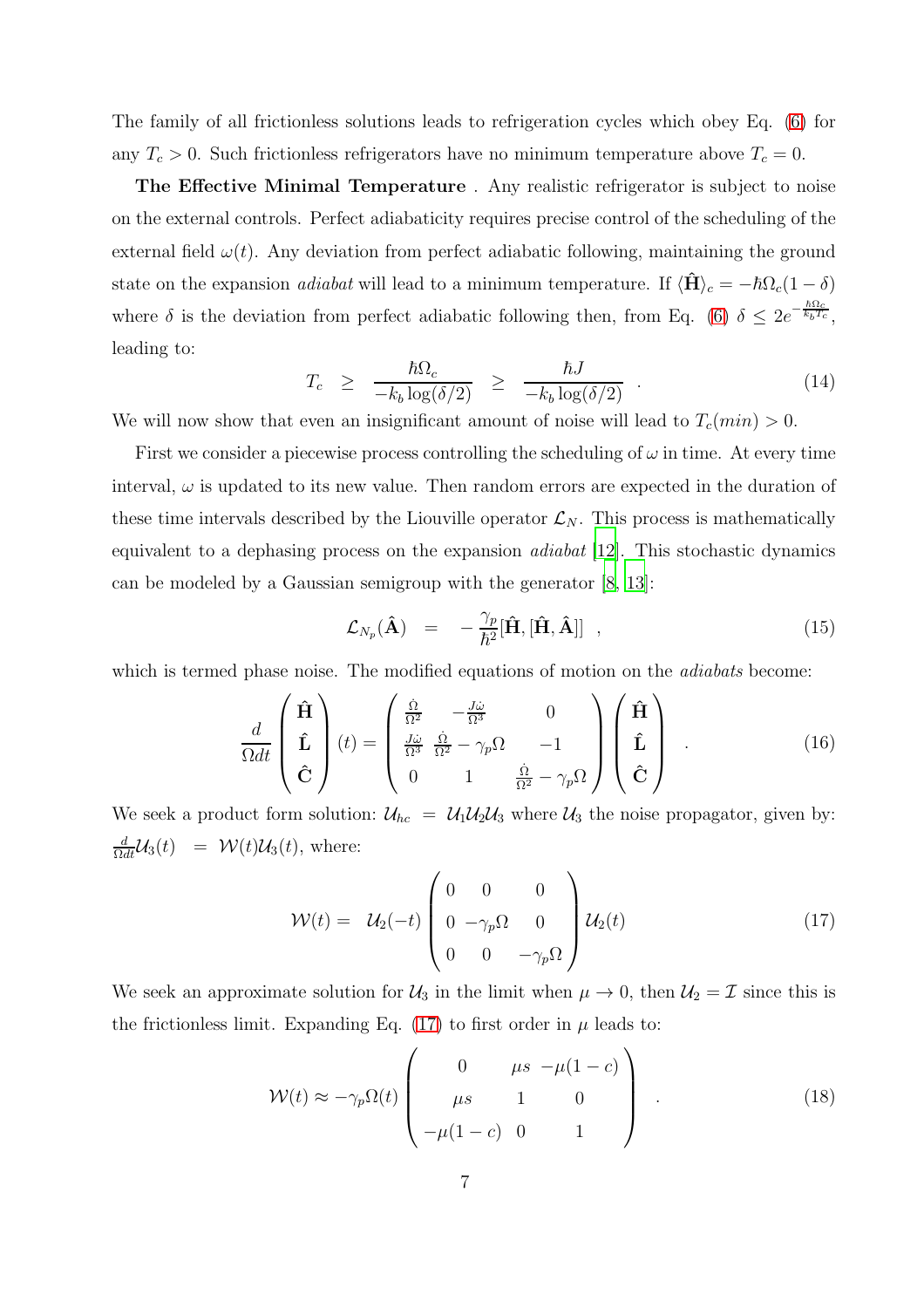The family of all frictionless solutions leads to refrigeration cycles which obey Eq. (6) for any $T_c > 0$. Such frictionless refrigerators have no minimum temperature above $T_c = 0$.

**The Effective Minimal Temperature** . Any realistic refrigerator is subject to noise on the external controls. Perfect adiabaticity requires precise control of the scheduling of the external field $\omega(t)$. Any deviation from perfect adiabatic following, maintaining the ground state on the expansion *adiabat* will lead to a minimum temperature. If $\langle \hat{\mathbf{H}} \rangle_c = -\hbar\Omega_c(1-\delta)$ where $\delta$ is the deviation from perfect adiabatic following then, from Eq. (6) $\delta \leq 2e^{-\frac{\hbar\Omega_c}{k_b T_c}}$, leading to:

$$
T_c \;\; \geq \;\; \frac{\hbar\Omega_c}{-k_b \log(\delta/2)} \;\; \geq \;\; \frac{\hbar J}{-k_b \log(\delta/2)} \quad . \tag{14}
$$

We will now show that even an insignificant amount of noise will lead to $T_c(min) > 0$.

First we consider a piecewise process controlling the scheduling of $\omega$ in time. At every time interval, $\omega$ is updated to its new value. Then random errors are expected in the duration of these time intervals described by the Liouville operator $\mathcal{L}_N$. This process is mathematically equivalent to a dephasing process on the expansion *adiabat* [12]. This stochastic dynamics can be modeled by a Gaussian semigroup with the generator [8, 13]:

$$
\mathcal{L}_{N_p}(\hat{\mathbf{A}}) \;\; = \;\; -\frac{\gamma_p}{\hbar^2}[\hat{\mathbf{H}},[\hat{\mathbf{H}},\hat{\mathbf{A}}]] \;\; , \tag{15}
$$

which is termed phase noise. The modified equations of motion on the *adiabats* become:

$$
\frac{d}{\Omega dt}\begin{pmatrix} \hat{\mathbf{H}} \\ \hat{\mathbf{L}} \\ \hat{\mathbf{C}} \end{pmatrix}(t) = \begin{pmatrix} \frac{\dot{\Omega}}{\Omega^2} & -\frac{J\dot{\omega}}{\Omega^3} & 0 \\ \frac{J\dot{\omega}}{\Omega^3} & \frac{\dot{\Omega}}{\Omega^2}-\gamma_p\Omega & -1 \\ 0 & 1 & \frac{\dot{\Omega}}{\Omega^2}-\gamma_p\Omega \end{pmatrix}\begin{pmatrix} \hat{\mathbf{H}} \\ \hat{\mathbf{L}} \\ \hat{\mathbf{C}} \end{pmatrix} \quad . \tag{16}
$$

We seek a product form solution: $\mathcal{U}_{hc} = \mathcal{U}_1\mathcal{U}_2\mathcal{U}_3$ where $\mathcal{U}_3$ the noise propagator, given by: $\frac{d}{\Omega dt}\mathcal{U}_3(t) \;\; = \;\; \mathcal{W}(t)\mathcal{U}_3(t)$, where:

$$
\mathcal{W}(t) = \;\; \mathcal{U}_2(-t)\begin{pmatrix} 0 & 0 & 0 \\ 0 & -\gamma_p\Omega & 0 \\ 0 & 0 & -\gamma_p\Omega \end{pmatrix}\mathcal{U}_2(t) \tag{17}
$$

We seek an approximate solution for $\mathcal{U}_3$ in the limit when $\mu \to 0$, then $\mathcal{U}_2 = \mathcal{I}$ since this is the frictionless limit. Expanding Eq. (17) to first order in $\mu$ leads to:

$$
\mathcal{W}(t) \approx -\gamma_p\Omega(t)\begin{pmatrix} 0 & \mu s & -\mu(1-c) \\ \mu s & 1 & 0 \\ -\mu(1-c) & 0 & 1 \end{pmatrix} \quad . \tag{18}
$$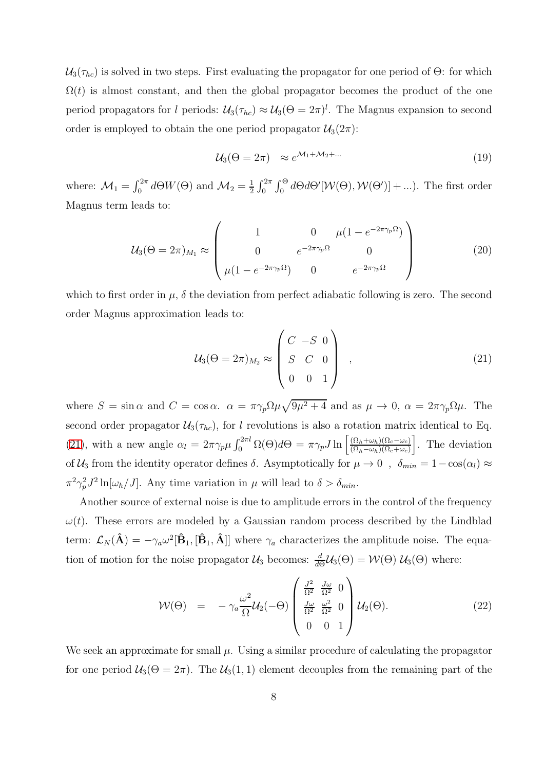$\mathcal{U}_3(\tau_{hc})$ is solved in two steps. First evaluating the propagator for one period of $\Theta$: for which $\Omega(t)$ is almost constant, and then the global propagator becomes the product of the one period propagators for $l$ periods: $\mathcal{U}_3(\tau_{hc}) \approx \mathcal{U}_3(\Theta = 2\pi)^l$. The Magnus expansion to second order is employed to obtain the one period propagator $\mathcal{U}_3(2\pi)$:

$$\mathcal{U}_3(\Theta = 2\pi) \quad \approx e^{\mathcal{M}_1 + \mathcal{M}_2 + \ldots} \tag{19}$$

where: $\mathcal{M}_1 = \int_0^{2\pi} d\Theta W(\Theta)$ and $\mathcal{M}_2 = \frac{1}{2}\int_0^{2\pi}\int_0^{\Theta} d\Theta d\Theta' [\mathcal{W}(\Theta), \mathcal{W}(\Theta')] + \ldots)$. The first order Magnus term leads to:

$$\mathcal{U}_3(\Theta = 2\pi)_{M_1} \approx \begin{pmatrix} 1 & 0 & \mu(1 - e^{-2\pi\gamma_p\Omega}) \\ 0 & e^{-2\pi\gamma_p\Omega} & 0 \\ \mu(1 - e^{-2\pi\gamma_p\Omega}) & 0 & e^{-2\pi\gamma_p\Omega} \end{pmatrix} \tag{20}$$

which to first order in $\mu$, $\delta$ the deviation from perfect adiabatic following is zero. The second order Magnus approximation leads to:

$$\mathcal{U}_3(\Theta = 2\pi)_{M_2} \approx \begin{pmatrix} C & -S & 0 \\ S & C & 0 \\ 0 & 0 & 1 \end{pmatrix} \quad , \tag{21}$$

where $S = \sin\alpha$ and $C = \cos\alpha$. $\alpha = \pi\gamma_p\Omega\mu\sqrt{9\mu^2 + 4}$ and as $\mu \to 0$, $\alpha = 2\pi\gamma_p\Omega\mu$. The second order propagator $\mathcal{U}_3(\tau_{hc})$, for $l$ revolutions is also a rotation matrix identical to Eq. (21), with a new angle $\alpha_l = 2\pi\gamma_p\mu\int_0^{2\pi l}\Omega(\Theta)d\Theta = \pi\gamma_p J \ln\left[\frac{(\Omega_h+\omega_h)(\Omega_c-\omega_c)}{(\Omega_h-\omega_h)(\Omega_c+\omega_c)}\right]$. The deviation of $\mathcal{U}_3$ from the identity operator defines $\delta$. Asymptotically for $\mu \to 0$ , $\delta_{min} = 1 - \cos(\alpha_l) \approx \pi^2\gamma_p^2 J^2 \ln[\omega_h/J]$. Any time variation in $\mu$ will lead to $\delta > \delta_{min}$.

Another source of external noise is due to amplitude errors in the control of the frequency $\omega(t)$. These errors are modeled by a Gaussian random process described by the Lindblad term: $\mathcal{L}_N(\hat{\mathbf{A}}) = -\gamma_a\omega^2[\hat{\mathbf{B}}_1, [\hat{\mathbf{B}}_1, \hat{\mathbf{A}}]]$ where $\gamma_a$ characterizes the amplitude noise. The equation of motion for the noise propagator $\mathcal{U}_3$ becomes: $\frac{d}{d\Theta}\mathcal{U}_3(\Theta) = \mathcal{W}(\Theta)\ \mathcal{U}_3(\Theta)$ where:

$$\mathcal{W}(\Theta) \quad = \quad -\gamma_a\frac{\omega^2}{\Omega}\mathcal{U}_2(-\Theta)\begin{pmatrix} \frac{J^2}{\Omega^2} & \frac{J\omega}{\Omega^2} & 0 \\ \frac{J\omega}{\Omega^2} & \frac{\omega^2}{\Omega^2} & 0 \\ 0 & 0 & 1 \end{pmatrix}\mathcal{U}_2(\Theta). \tag{22}$$

We seek an approximate for small $\mu$. Using a similar procedure of calculating the propagator for one period $\mathcal{U}_3(\Theta = 2\pi)$. The $\mathcal{U}_3(1,1)$ element decouples from the remaining part of the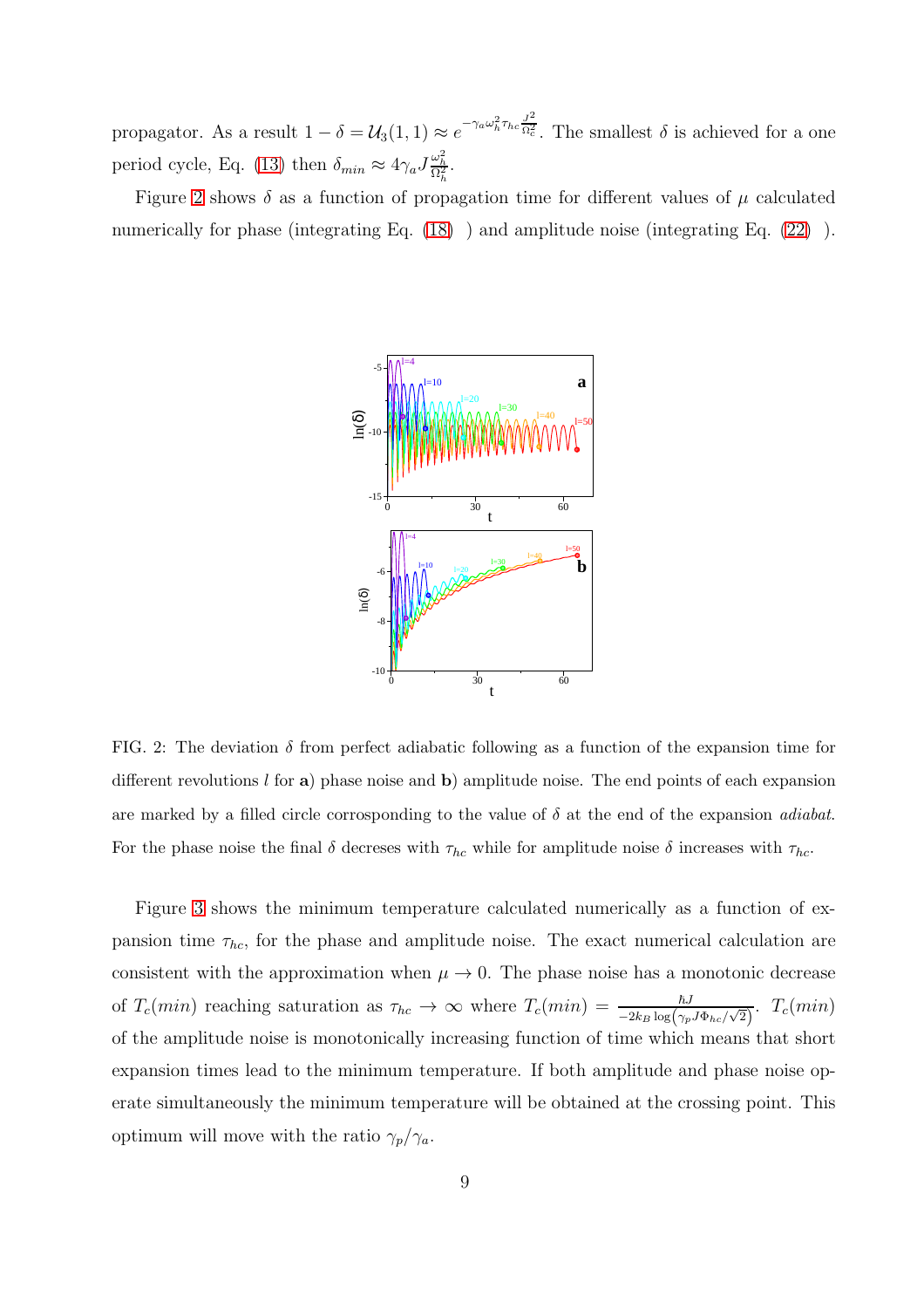propagator. As a result $1 - \delta = \mathcal{U}_3(1,1) \approx e^{-\gamma_a \omega_h^2 \tau_{hc} \frac{J^2}{\Omega_c^2}}$. The smallest $\delta$ is achieved for a one period cycle, Eq. (13) then $\delta_{min} \approx 4\gamma_a J \frac{\omega_h^2}{\Omega_h^2}$.

Figure 2 shows $\delta$ as a function of propagation time for different values of $\mu$ calculated numerically for phase (integrating Eq. (18) ) and amplitude noise (integrating Eq. (22) ).

FIG. 2: The deviation $\delta$ from perfect adiabatic following as a function of the expansion time for different revolutions $l$ for **a**) phase noise and **b**) amplitude noise. The end points of each expansion are marked by a filled circle corrosponding to the value of $\delta$ at the end of the expansion *adiabat*. For the phase noise the final $\delta$ decreses with $\tau_{hc}$ while for amplitude noise $\delta$ increases with $\tau_{hc}$.

Figure 3 shows the minimum temperature calculated numerically as a function of expansion time $\tau_{hc}$, for the phase and amplitude noise. The exact numerical calculation are consistent with the approximation when $\mu \to 0$. The phase noise has a monotonic decrease of $T_c(min)$ reaching saturation as $\tau_{hc} \to \infty$ where $T_c(min) = \frac{\hbar J}{-2k_B \log\left(\gamma_p J \Phi_{hc}/\sqrt{2}\right)}$. $T_c(min)$ of the amplitude noise is monotonically increasing function of time which means that short expansion times lead to the minimum temperature. If both amplitude and phase noise operate simultaneously the minimum temperature will be obtained at the crossing point. This optimum will move with the ratio $\gamma_p/\gamma_a$.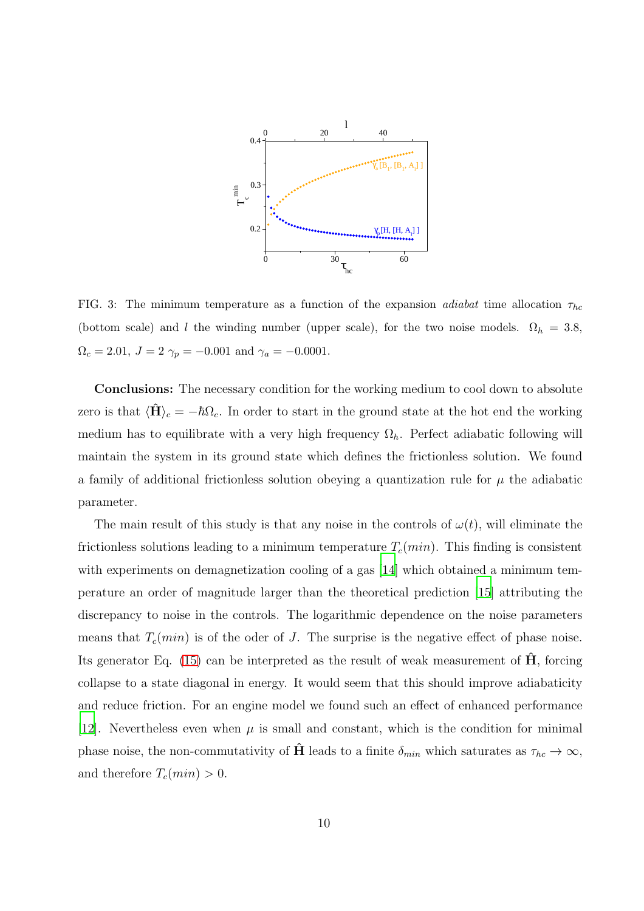FIG. 3: The minimum temperature as a function of the expansion *adiabat* time allocation $\tau_{hc}$ (bottom scale) and $l$ the winding number (upper scale), for the two noise models. $\Omega_h = 3.8$, $\Omega_c = 2.01$, $J = 2$ $\gamma_p = -0.001$ and $\gamma_a = -0.0001$.

**Conclusions:** The necessary condition for the working medium to cool down to absolute zero is that $\langle \hat{\mathbf{H}} \rangle_c = -\hbar\Omega_c$. In order to start in the ground state at the hot end the working medium has to equilibrate with a very high frequency $\Omega_h$. Perfect adiabatic following will maintain the system in its ground state which defines the frictionless solution. We found a family of additional frictionless solution obeying a quantization rule for $\mu$ the adiabatic parameter.

The main result of this study is that any noise in the controls of $\omega(t)$, will eliminate the frictionless solutions leading to a minimum temperature $T_c(min)$. This finding is consistent with experiments on demagnetization cooling of a gas [14] which obtained a minimum temperature an order of magnitude larger than the theoretical prediction [15] attributing the discrepancy to noise in the controls. The logarithmic dependence on the noise parameters means that $T_c(min)$ is of the oder of $J$. The surprise is the negative effect of phase noise. Its generator Eq. (15) can be interpreted as the result of weak measurement of $\hat{\mathbf{H}}$, forcing collapse to a state diagonal in energy. It would seem that this should improve adiabaticity and reduce friction. For an engine model we found such an effect of enhanced performance [12]. Nevertheless even when $\mu$ is small and constant, which is the condition for minimal phase noise, the non-commutativity of $\hat{\mathbf{H}}$ leads to a finite $\delta_{min}$ which saturates as $\tau_{hc} \to \infty$, and therefore $T_c(min) > 0$.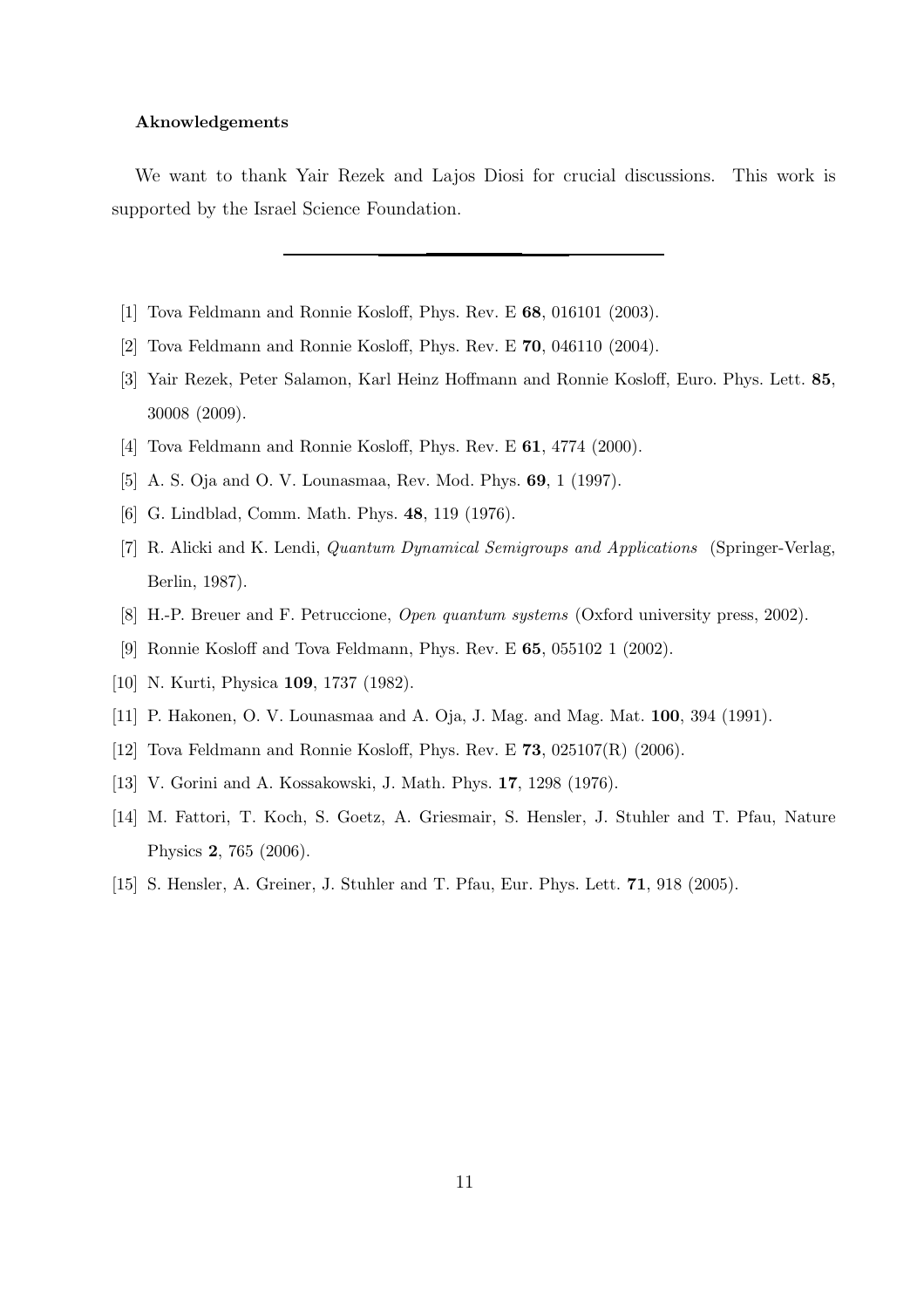**Aknowledgements**

We want to thank Yair Rezek and Lajos Diosi for crucial discussions. This work is supported by the Israel Science Foundation.

---

[1] Tova Feldmann and Ronnie Kosloff, Phys. Rev. E **68**, 016101 (2003).

[2] Tova Feldmann and Ronnie Kosloff, Phys. Rev. E **70**, 046110 (2004).

[3] Yair Rezek, Peter Salamon, Karl Heinz Hoffmann and Ronnie Kosloff, Euro. Phys. Lett. **85**, 30008 (2009).

[4] Tova Feldmann and Ronnie Kosloff, Phys. Rev. E **61**, 4774 (2000).

[5] A. S. Oja and O. V. Lounasmaa, Rev. Mod. Phys. **69**, 1 (1997).

[6] G. Lindblad, Comm. Math. Phys. **48**, 119 (1976).

[7] R. Alicki and K. Lendi, *Quantum Dynamical Semigroups and Applications* (Springer-Verlag, Berlin, 1987).

[8] H.-P. Breuer and F. Petruccione, *Open quantum systems* (Oxford university press, 2002).

[9] Ronnie Kosloff and Tova Feldmann, Phys. Rev. E **65**, 055102 1 (2002).

[10] N. Kurti, Physica **109**, 1737 (1982).

[11] P. Hakonen, O. V. Lounasmaa and A. Oja, J. Mag. and Mag. Mat. **100**, 394 (1991).

[12] Tova Feldmann and Ronnie Kosloff, Phys. Rev. E **73**, 025107(R) (2006).

[13] V. Gorini and A. Kossakowski, J. Math. Phys. **17**, 1298 (1976).

[14] M. Fattori, T. Koch, S. Goetz, A. Griesmair, S. Hensler, J. Stuhler and T. Pfau, Nature Physics **2**, 765 (2006).

[15] S. Hensler, A. Greiner, J. Stuhler and T. Pfau, Eur. Phys. Lett. **71**, 918 (2005).